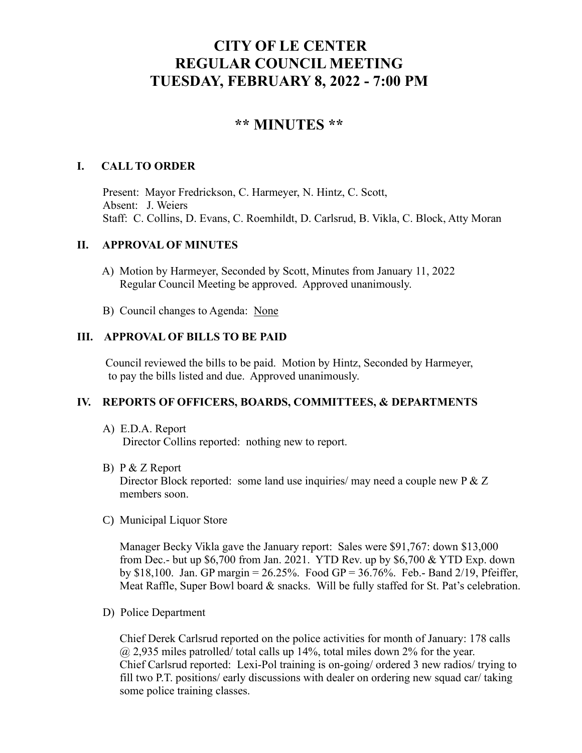# CITY OF LE CENTER
# REGULAR COUNCIL MEETING
# TUESDAY, FEBRUARY 8, 2022 - 7:00 PM

## ** MINUTES **

### I. CALL TO ORDER

Present: Mayor Fredrickson, C. Harmeyer, N. Hintz, C. Scott,
Absent: J. Weiers
Staff: C. Collins, D. Evans, C. Roemhildt, D. Carlsrud, B. Vikla, C. Block, Atty Moran

### II. APPROVAL OF MINUTES

A) Motion by Harmeyer, Seconded by Scott, Minutes from January 11, 2022 Regular Council Meeting be approved. Approved unanimously.

B) Council changes to Agenda: <u>None</u>

### III. APPROVAL OF BILLS TO BE PAID

Council reviewed the bills to be paid. Motion by Hintz, Seconded by Harmeyer, to pay the bills listed and due. Approved unanimously.

### IV. REPORTS OF OFFICERS, BOARDS, COMMITTEES, & DEPARTMENTS

A) E.D.A. Report
Director Collins reported: nothing new to report.

B) P & Z Report
Director Block reported: some land use inquiries/ may need a couple new P & Z members soon.

C) Municipal Liquor Store

Manager Becky Vikla gave the January report: Sales were $91,767: down $13,000 from Dec.- but up $6,700 from Jan. 2021. YTD Rev. up by $6,700 & YTD Exp. down by $18,100. Jan. GP margin = 26.25%. Food GP = 36.76%. Feb.- Band 2/19, Pfeiffer, Meat Raffle, Super Bowl board & snacks. Will be fully staffed for St. Pat's celebration.

D) Police Department

Chief Derek Carlsrud reported on the police activities for month of January: 178 calls @ 2,935 miles patrolled/ total calls up 14%, total miles down 2% for the year.
Chief Carlsrud reported: Lexi-Pol training is on-going/ ordered 3 new radios/ trying to fill two P.T. positions/ early discussions with dealer on ordering new squad car/ taking some police training classes.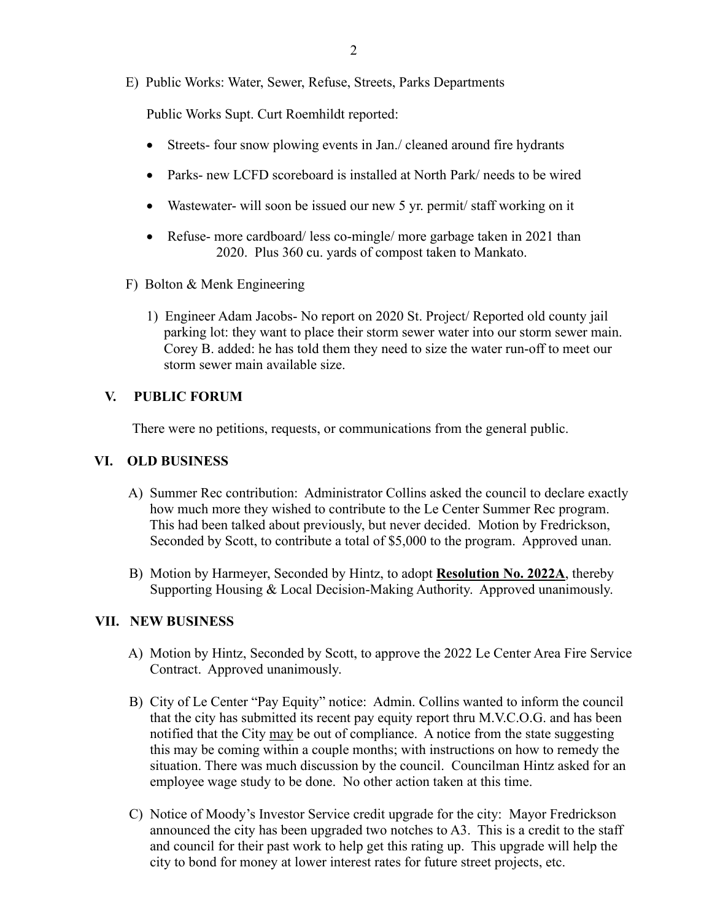E) Public Works: Water, Sewer, Refuse, Streets, Parks Departments

Public Works Supt. Curt Roemhildt reported:

- Streets- four snow plowing events in Jan./ cleaned around fire hydrants
- Parks- new LCFD scoreboard is installed at North Park/ needs to be wired
- Wastewater- will soon be issued our new 5 yr. permit/ staff working on it
- Refuse- more cardboard/ less co-mingle/ more garbage taken in 2021 than 2020. Plus 360 cu. yards of compost taken to Mankato.

F) Bolton & Menk Engineering

1) Engineer Adam Jacobs- No report on 2020 St. Project/ Reported old county jail parking lot: they want to place their storm sewer water into our storm sewer main. Corey B. added: he has told them they need to size the water run-off to meet our storm sewer main available size.

## V. PUBLIC FORUM

There were no petitions, requests, or communications from the general public.

## VI. OLD BUSINESS

A) Summer Rec contribution: Administrator Collins asked the council to declare exactly how much more they wished to contribute to the Le Center Summer Rec program. This had been talked about previously, but never decided. Motion by Fredrickson, Seconded by Scott, to contribute a total of $5,000 to the program. Approved unan.

B) Motion by Harmeyer, Seconded by Hintz, to adopt **Resolution No. 2022A**, thereby Supporting Housing & Local Decision-Making Authority. Approved unanimously.

## VII. NEW BUSINESS

A) Motion by Hintz, Seconded by Scott, to approve the 2022 Le Center Area Fire Service Contract. Approved unanimously.

B) City of Le Center "Pay Equity" notice: Admin. Collins wanted to inform the council that the city has submitted its recent pay equity report thru M.V.C.O.G. and has been notified that the City may be out of compliance. A notice from the state suggesting this may be coming within a couple months; with instructions on how to remedy the situation. There was much discussion by the council. Councilman Hintz asked for an employee wage study to be done. No other action taken at this time.

C) Notice of Moody's Investor Service credit upgrade for the city: Mayor Fredrickson announced the city has been upgraded two notches to A3. This is a credit to the staff and council for their past work to help get this rating up. This upgrade will help the city to bond for money at lower interest rates for future street projects, etc.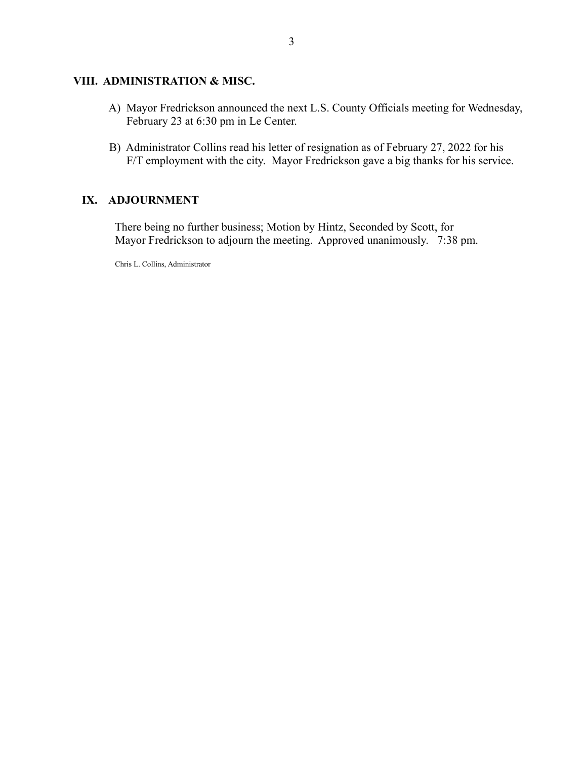## VIII. ADMINISTRATION & MISC.

A) Mayor Fredrickson announced the next L.S. County Officials meeting for Wednesday, February 23 at 6:30 pm in Le Center.

B) Administrator Collins read his letter of resignation as of February 27, 2022 for his F/T employment with the city. Mayor Fredrickson gave a big thanks for his service.

## IX. ADJOURNMENT

There being no further business; Motion by Hintz, Seconded by Scott, for Mayor Fredrickson to adjourn the meeting. Approved unanimously. 7:38 pm.

Chris L. Collins, Administrator